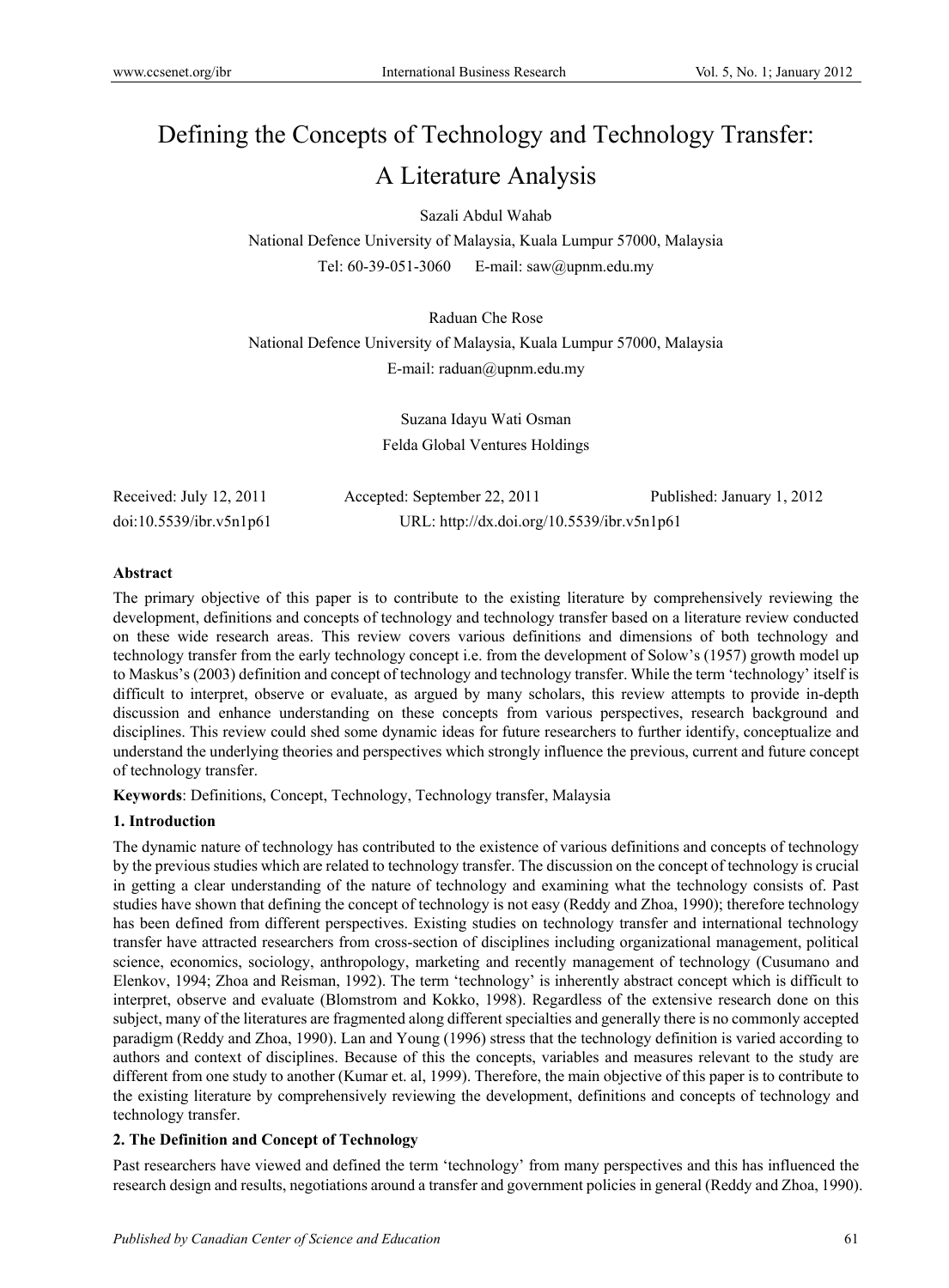# Defining the Concepts of Technology and Technology Transfer: A Literature Analysis

Sazali Abdul Wahab

National Defence University of Malaysia, Kuala Lumpur 57000, Malaysia

Tel: 60-39-051-3060 E-mail: saw@upnm.edu.my

Raduan Che Rose

National Defence University of Malaysia, Kuala Lumpur 57000, Malaysia

E-mail: raduan@upnm.edu.my

Suzana Idayu Wati Osman

Felda Global Ventures Holdings

Received: July 12, 2011 Accepted: September 22, 2011 Published: January 1, 2012

doi:10.5539/ibr.v5n1p61 URL: http://dx.doi.org/10.5539/ibr.v5n1p61

**Abstract**

The primary objective of this paper is to contribute to the existing literature by comprehensively reviewing the development, definitions and concepts of technology and technology transfer based on a literature review conducted on these wide research areas. This review covers various definitions and dimensions of both technology and technology transfer from the early technology concept i.e. from the development of Solow's (1957) growth model up to Maskus's (2003) definition and concept of technology and technology transfer. While the term 'technology' itself is difficult to interpret, observe or evaluate, as argued by many scholars, this review attempts to provide in-depth discussion and enhance understanding on these concepts from various perspectives, research background and disciplines. This review could shed some dynamic ideas for future researchers to further identify, conceptualize and understand the underlying theories and perspectives which strongly influence the previous, current and future concept of technology transfer.

**Keywords**: Definitions, Concept, Technology, Technology transfer, Malaysia

## 1. Introduction

The dynamic nature of technology has contributed to the existence of various definitions and concepts of technology by the previous studies which are related to technology transfer. The discussion on the concept of technology is crucial in getting a clear understanding of the nature of technology and examining what the technology consists of. Past studies have shown that defining the concept of technology is not easy (Reddy and Zhoa, 1990); therefore technology has been defined from different perspectives. Existing studies on technology transfer and international technology transfer have attracted researchers from cross-section of disciplines including organizational management, political science, economics, sociology, anthropology, marketing and recently management of technology (Cusumano and Elenkov, 1994; Zhoa and Reisman, 1992). The term 'technology' is inherently abstract concept which is difficult to interpret, observe and evaluate (Blomstrom and Kokko, 1998). Regardless of the extensive research done on this subject, many of the literatures are fragmented along different specialties and generally there is no commonly accepted paradigm (Reddy and Zhoa, 1990). Lan and Young (1996) stress that the technology definition is varied according to authors and context of disciplines. Because of this the concepts, variables and measures relevant to the study are different from one study to another (Kumar et. al, 1999). Therefore, the main objective of this paper is to contribute to the existing literature by comprehensively reviewing the development, definitions and concepts of technology and technology transfer.

## 2. The Definition and Concept of Technology

Past researchers have viewed and defined the term 'technology' from many perspectives and this has influenced the research design and results, negotiations around a transfer and government policies in general (Reddy and Zhoa, 1990).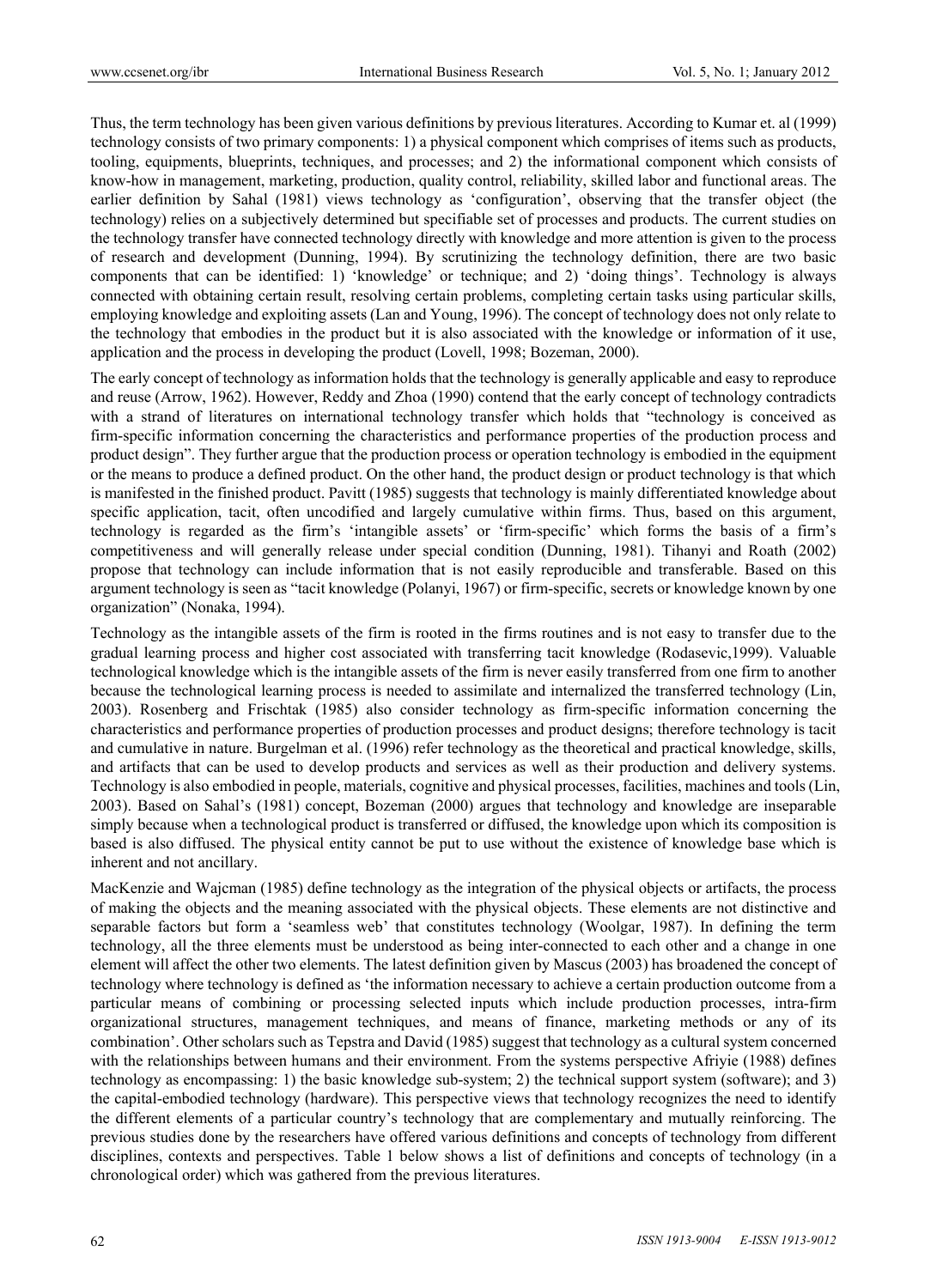Thus, the term technology has been given various definitions by previous literatures. According to Kumar et. al (1999) technology consists of two primary components: 1) a physical component which comprises of items such as products, tooling, equipments, blueprints, techniques, and processes; and 2) the informational component which consists of know-how in management, marketing, production, quality control, reliability, skilled labor and functional areas. The earlier definition by Sahal (1981) views technology as 'configuration', observing that the transfer object (the technology) relies on a subjectively determined but specifiable set of processes and products. The current studies on the technology transfer have connected technology directly with knowledge and more attention is given to the process of research and development (Dunning, 1994). By scrutinizing the technology definition, there are two basic components that can be identified: 1) 'knowledge' or technique; and 2) 'doing things'. Technology is always connected with obtaining certain result, resolving certain problems, completing certain tasks using particular skills, employing knowledge and exploiting assets (Lan and Young, 1996). The concept of technology does not only relate to the technology that embodies in the product but it is also associated with the knowledge or information of it use, application and the process in developing the product (Lovell, 1998; Bozeman, 2000).

The early concept of technology as information holds that the technology is generally applicable and easy to reproduce and reuse (Arrow, 1962). However, Reddy and Zhoa (1990) contend that the early concept of technology contradicts with a strand of literatures on international technology transfer which holds that "technology is conceived as firm-specific information concerning the characteristics and performance properties of the production process and product design". They further argue that the production process or operation technology is embodied in the equipment or the means to produce a defined product. On the other hand, the product design or product technology is that which is manifested in the finished product. Pavitt (1985) suggests that technology is mainly differentiated knowledge about specific application, tacit, often uncodified and largely cumulative within firms. Thus, based on this argument, technology is regarded as the firm's 'intangible assets' or 'firm-specific' which forms the basis of a firm's competitiveness and will generally release under special condition (Dunning, 1981). Tihanyi and Roath (2002) propose that technology can include information that is not easily reproducible and transferable. Based on this argument technology is seen as "tacit knowledge (Polanyi, 1967) or firm-specific, secrets or knowledge known by one organization" (Nonaka, 1994).

Technology as the intangible assets of the firm is rooted in the firms routines and is not easy to transfer due to the gradual learning process and higher cost associated with transferring tacit knowledge (Rodasevic,1999). Valuable technological knowledge which is the intangible assets of the firm is never easily transferred from one firm to another because the technological learning process is needed to assimilate and internalized the transferred technology (Lin, 2003). Rosenberg and Frischtak (1985) also consider technology as firm-specific information concerning the characteristics and performance properties of production processes and product designs; therefore technology is tacit and cumulative in nature. Burgelman et al. (1996) refer technology as the theoretical and practical knowledge, skills, and artifacts that can be used to develop products and services as well as their production and delivery systems. Technology is also embodied in people, materials, cognitive and physical processes, facilities, machines and tools (Lin, 2003). Based on Sahal's (1981) concept, Bozeman (2000) argues that technology and knowledge are inseparable simply because when a technological product is transferred or diffused, the knowledge upon which its composition is based is also diffused. The physical entity cannot be put to use without the existence of knowledge base which is inherent and not ancillary.

MacKenzie and Wajcman (1985) define technology as the integration of the physical objects or artifacts, the process of making the objects and the meaning associated with the physical objects. These elements are not distinctive and separable factors but form a 'seamless web' that constitutes technology (Woolgar, 1987). In defining the term technology, all the three elements must be understood as being inter-connected to each other and a change in one element will affect the other two elements. The latest definition given by Mascus (2003) has broadened the concept of technology where technology is defined as 'the information necessary to achieve a certain production outcome from a particular means of combining or processing selected inputs which include production processes, intra-firm organizational structures, management techniques, and means of finance, marketing methods or any of its combination'. Other scholars such as Tepstra and David (1985) suggest that technology as a cultural system concerned with the relationships between humans and their environment. From the systems perspective Afriyie (1988) defines technology as encompassing: 1) the basic knowledge sub-system; 2) the technical support system (software); and 3) the capital-embodied technology (hardware). This perspective views that technology recognizes the need to identify the different elements of a particular country's technology that are complementary and mutually reinforcing. The previous studies done by the researchers have offered various definitions and concepts of technology from different disciplines, contexts and perspectives. Table 1 below shows a list of definitions and concepts of technology (in a chronological order) which was gathered from the previous literatures.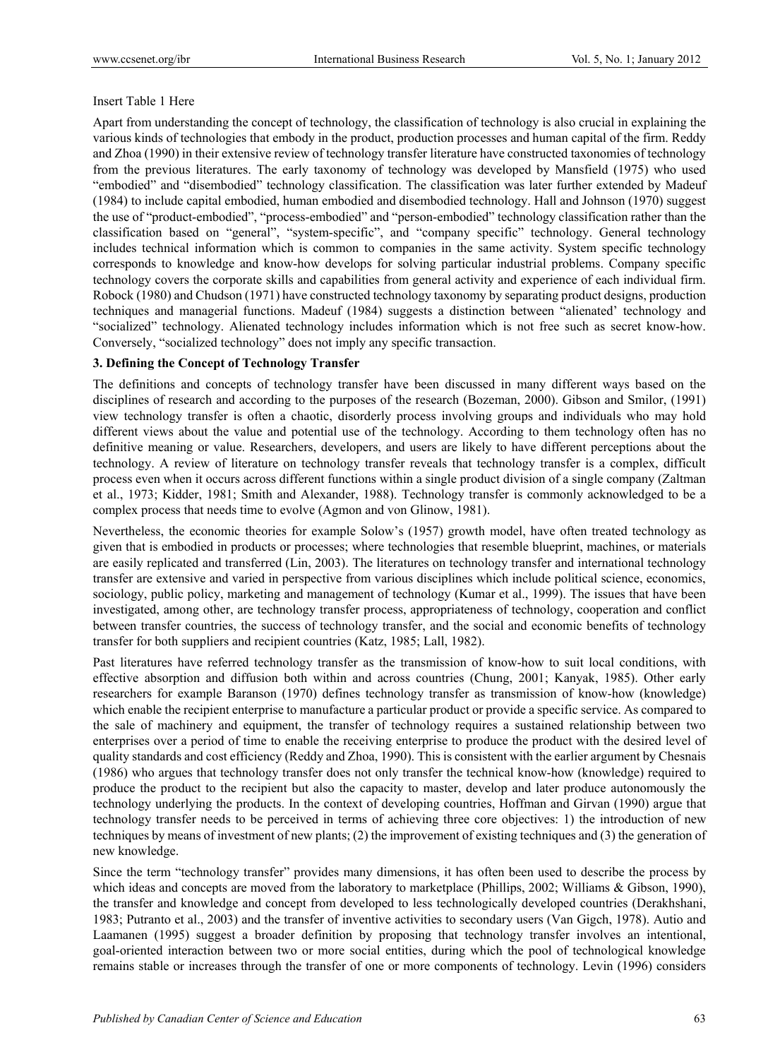Insert Table 1 Here

Apart from understanding the concept of technology, the classification of technology is also crucial in explaining the various kinds of technologies that embody in the product, production processes and human capital of the firm. Reddy and Zhoa (1990) in their extensive review of technology transfer literature have constructed taxonomies of technology from the previous literatures. The early taxonomy of technology was developed by Mansfield (1975) who used "embodied" and "disembodied" technology classification. The classification was later further extended by Madeuf (1984) to include capital embodied, human embodied and disembodied technology. Hall and Johnson (1970) suggest the use of "product-embodied", "process-embodied" and "person-embodied" technology classification rather than the classification based on "general", "system-specific", and "company specific" technology. General technology includes technical information which is common to companies in the same activity. System specific technology corresponds to knowledge and know-how develops for solving particular industrial problems. Company specific technology covers the corporate skills and capabilities from general activity and experience of each individual firm. Robock (1980) and Chudson (1971) have constructed technology taxonomy by separating product designs, production techniques and managerial functions. Madeuf (1984) suggests a distinction between "alienated' technology and "socialized" technology. Alienated technology includes information which is not free such as secret know-how. Conversely, "socialized technology" does not imply any specific transaction.

### 3. Defining the Concept of Technology Transfer

The definitions and concepts of technology transfer have been discussed in many different ways based on the disciplines of research and according to the purposes of the research (Bozeman, 2000). Gibson and Smilor, (1991) view technology transfer is often a chaotic, disorderly process involving groups and individuals who may hold different views about the value and potential use of the technology. According to them technology often has no definitive meaning or value. Researchers, developers, and users are likely to have different perceptions about the technology. A review of literature on technology transfer reveals that technology transfer is a complex, difficult process even when it occurs across different functions within a single product division of a single company (Zaltman et al., 1973; Kidder, 1981; Smith and Alexander, 1988). Technology transfer is commonly acknowledged to be a complex process that needs time to evolve (Agmon and von Glinow, 1981).

Nevertheless, the economic theories for example Solow's (1957) growth model, have often treated technology as given that is embodied in products or processes; where technologies that resemble blueprint, machines, or materials are easily replicated and transferred (Lin, 2003). The literatures on technology transfer and international technology transfer are extensive and varied in perspective from various disciplines which include political science, economics, sociology, public policy, marketing and management of technology (Kumar et al., 1999). The issues that have been investigated, among other, are technology transfer process, appropriateness of technology, cooperation and conflict between transfer countries, the success of technology transfer, and the social and economic benefits of technology transfer for both suppliers and recipient countries (Katz, 1985; Lall, 1982).

Past literatures have referred technology transfer as the transmission of know-how to suit local conditions, with effective absorption and diffusion both within and across countries (Chung, 2001; Kanyak, 1985). Other early researchers for example Baranson (1970) defines technology transfer as transmission of know-how (knowledge) which enable the recipient enterprise to manufacture a particular product or provide a specific service. As compared to the sale of machinery and equipment, the transfer of technology requires a sustained relationship between two enterprises over a period of time to enable the receiving enterprise to produce the product with the desired level of quality standards and cost efficiency (Reddy and Zhoa, 1990). This is consistent with the earlier argument by Chesnais (1986) who argues that technology transfer does not only transfer the technical know-how (knowledge) required to produce the product to the recipient but also the capacity to master, develop and later produce autonomously the technology underlying the products. In the context of developing countries, Hoffman and Girvan (1990) argue that technology transfer needs to be perceived in terms of achieving three core objectives: 1) the introduction of new techniques by means of investment of new plants; (2) the improvement of existing techniques and (3) the generation of new knowledge.

Since the term "technology transfer" provides many dimensions, it has often been used to describe the process by which ideas and concepts are moved from the laboratory to marketplace (Phillips, 2002; Williams & Gibson, 1990), the transfer and knowledge and concept from developed to less technologically developed countries (Derakhshani, 1983; Putranto et al., 2003) and the transfer of inventive activities to secondary users (Van Gigch, 1978). Autio and Laamanen (1995) suggest a broader definition by proposing that technology transfer involves an intentional, goal-oriented interaction between two or more social entities, during which the pool of technological knowledge remains stable or increases through the transfer of one or more components of technology. Levin (1996) considers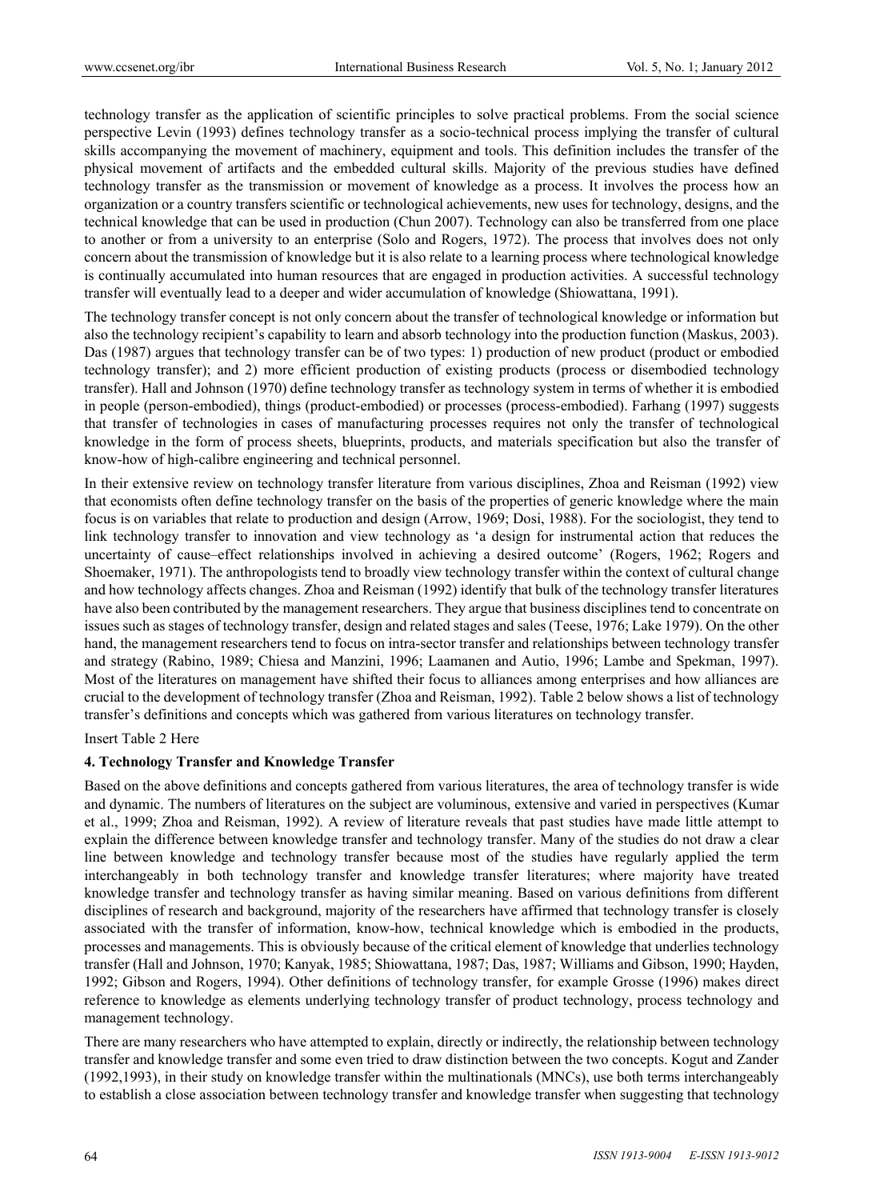technology transfer as the application of scientific principles to solve practical problems. From the social science perspective Levin (1993) defines technology transfer as a socio-technical process implying the transfer of cultural skills accompanying the movement of machinery, equipment and tools. This definition includes the transfer of the physical movement of artifacts and the embedded cultural skills. Majority of the previous studies have defined technology transfer as the transmission or movement of knowledge as a process. It involves the process how an organization or a country transfers scientific or technological achievements, new uses for technology, designs, and the technical knowledge that can be used in production (Chun 2007). Technology can also be transferred from one place to another or from a university to an enterprise (Solo and Rogers, 1972). The process that involves does not only concern about the transmission of knowledge but it is also relate to a learning process where technological knowledge is continually accumulated into human resources that are engaged in production activities. A successful technology transfer will eventually lead to a deeper and wider accumulation of knowledge (Shiowattana, 1991).

The technology transfer concept is not only concern about the transfer of technological knowledge or information but also the technology recipient's capability to learn and absorb technology into the production function (Maskus, 2003). Das (1987) argues that technology transfer can be of two types: 1) production of new product (product or embodied technology transfer); and 2) more efficient production of existing products (process or disembodied technology transfer). Hall and Johnson (1970) define technology transfer as technology system in terms of whether it is embodied in people (person-embodied), things (product-embodied) or processes (process-embodied). Farhang (1997) suggests that transfer of technologies in cases of manufacturing processes requires not only the transfer of technological knowledge in the form of process sheets, blueprints, products, and materials specification but also the transfer of know-how of high-calibre engineering and technical personnel.

In their extensive review on technology transfer literature from various disciplines, Zhoa and Reisman (1992) view that economists often define technology transfer on the basis of the properties of generic knowledge where the main focus is on variables that relate to production and design (Arrow, 1969; Dosi, 1988). For the sociologist, they tend to link technology transfer to innovation and view technology as 'a design for instrumental action that reduces the uncertainty of cause–effect relationships involved in achieving a desired outcome' (Rogers, 1962; Rogers and Shoemaker, 1971). The anthropologists tend to broadly view technology transfer within the context of cultural change and how technology affects changes. Zhoa and Reisman (1992) identify that bulk of the technology transfer literatures have also been contributed by the management researchers. They argue that business disciplines tend to concentrate on issues such as stages of technology transfer, design and related stages and sales (Teese, 1976; Lake 1979). On the other hand, the management researchers tend to focus on intra-sector transfer and relationships between technology transfer and strategy (Rabino, 1989; Chiesa and Manzini, 1996; Laamanen and Autio, 1996; Lambe and Spekman, 1997). Most of the literatures on management have shifted their focus to alliances among enterprises and how alliances are crucial to the development of technology transfer (Zhoa and Reisman, 1992). Table 2 below shows a list of technology transfer's definitions and concepts which was gathered from various literatures on technology transfer.

Insert Table 2 Here

## 4. Technology Transfer and Knowledge Transfer

Based on the above definitions and concepts gathered from various literatures, the area of technology transfer is wide and dynamic. The numbers of literatures on the subject are voluminous, extensive and varied in perspectives (Kumar et al., 1999; Zhoa and Reisman, 1992). A review of literature reveals that past studies have made little attempt to explain the difference between knowledge transfer and technology transfer. Many of the studies do not draw a clear line between knowledge and technology transfer because most of the studies have regularly applied the term interchangeably in both technology transfer and knowledge transfer literatures; where majority have treated knowledge transfer and technology transfer as having similar meaning. Based on various definitions from different disciplines of research and background, majority of the researchers have affirmed that technology transfer is closely associated with the transfer of information, know-how, technical knowledge which is embodied in the products, processes and managements. This is obviously because of the critical element of knowledge that underlies technology transfer (Hall and Johnson, 1970; Kanyak, 1985; Shiowattana, 1987; Das, 1987; Williams and Gibson, 1990; Hayden, 1992; Gibson and Rogers, 1994). Other definitions of technology transfer, for example Grosse (1996) makes direct reference to knowledge as elements underlying technology transfer of product technology, process technology and management technology.

There are many researchers who have attempted to explain, directly or indirectly, the relationship between technology transfer and knowledge transfer and some even tried to draw distinction between the two concepts. Kogut and Zander (1992,1993), in their study on knowledge transfer within the multinationals (MNCs), use both terms interchangeably to establish a close association between technology transfer and knowledge transfer when suggesting that technology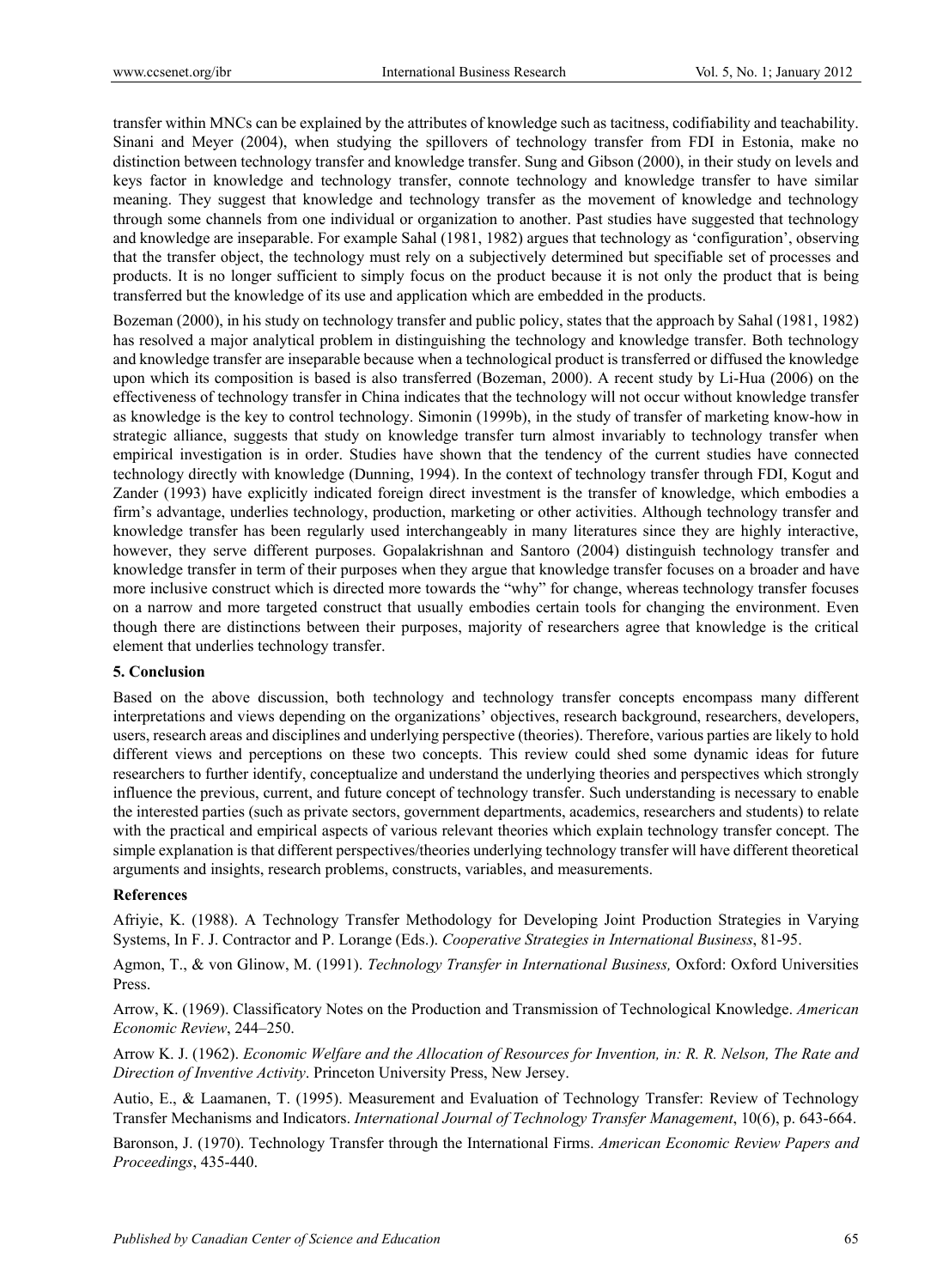transfer within MNCs can be explained by the attributes of knowledge such as tacitness, codifiability and teachability. Sinani and Meyer (2004), when studying the spillovers of technology transfer from FDI in Estonia, make no distinction between technology transfer and knowledge transfer. Sung and Gibson (2000), in their study on levels and keys factor in knowledge and technology transfer, connote technology and knowledge transfer to have similar meaning. They suggest that knowledge and technology transfer as the movement of knowledge and technology through some channels from one individual or organization to another. Past studies have suggested that technology and knowledge are inseparable. For example Sahal (1981, 1982) argues that technology as 'configuration', observing that the transfer object, the technology must rely on a subjectively determined but specifiable set of processes and products. It is no longer sufficient to simply focus on the product because it is not only the product that is being transferred but the knowledge of its use and application which are embedded in the products.

Bozeman (2000), in his study on technology transfer and public policy, states that the approach by Sahal (1981, 1982) has resolved a major analytical problem in distinguishing the technology and knowledge transfer. Both technology and knowledge transfer are inseparable because when a technological product is transferred or diffused the knowledge upon which its composition is based is also transferred (Bozeman, 2000). A recent study by Li-Hua (2006) on the effectiveness of technology transfer in China indicates that the technology will not occur without knowledge transfer as knowledge is the key to control technology. Simonin (1999b), in the study of transfer of marketing know-how in strategic alliance, suggests that study on knowledge transfer turn almost invariably to technology transfer when empirical investigation is in order. Studies have shown that the tendency of the current studies have connected technology directly with knowledge (Dunning, 1994). In the context of technology transfer through FDI, Kogut and Zander (1993) have explicitly indicated foreign direct investment is the transfer of knowledge, which embodies a firm's advantage, underlies technology, production, marketing or other activities. Although technology transfer and knowledge transfer has been regularly used interchangeably in many literatures since they are highly interactive, however, they serve different purposes. Gopalakrishnan and Santoro (2004) distinguish technology transfer and knowledge transfer in term of their purposes when they argue that knowledge transfer focuses on a broader and have more inclusive construct which is directed more towards the "why" for change, whereas technology transfer focuses on a narrow and more targeted construct that usually embodies certain tools for changing the environment. Even though there are distinctions between their purposes, majority of researchers agree that knowledge is the critical element that underlies technology transfer.

## 5. Conclusion

Based on the above discussion, both technology and technology transfer concepts encompass many different interpretations and views depending on the organizations' objectives, research background, researchers, developers, users, research areas and disciplines and underlying perspective (theories). Therefore, various parties are likely to hold different views and perceptions on these two concepts. This review could shed some dynamic ideas for future researchers to further identify, conceptualize and understand the underlying theories and perspectives which strongly influence the previous, current, and future concept of technology transfer. Such understanding is necessary to enable the interested parties (such as private sectors, government departments, academics, researchers and students) to relate with the practical and empirical aspects of various relevant theories which explain technology transfer concept. The simple explanation is that different perspectives/theories underlying technology transfer will have different theoretical arguments and insights, research problems, constructs, variables, and measurements.

## References

Afriyie, K. (1988). A Technology Transfer Methodology for Developing Joint Production Strategies in Varying Systems, In F. J. Contractor and P. Lorange (Eds.). *Cooperative Strategies in International Business*, 81-95.

Agmon, T., & von Glinow, M. (1991). *Technology Transfer in International Business,* Oxford: Oxford Universities Press.

Arrow, K. (1969). Classificatory Notes on the Production and Transmission of Technological Knowledge. *American Economic Review*, 244–250.

Arrow K. J. (1962). *Economic Welfare and the Allocation of Resources for Invention, in: R. R. Nelson, The Rate and Direction of Inventive Activity*. Princeton University Press, New Jersey.

Autio, E., & Laamanen, T. (1995). Measurement and Evaluation of Technology Transfer: Review of Technology Transfer Mechanisms and Indicators. *International Journal of Technology Transfer Management*, 10(6), p. 643-664.

Baronson, J. (1970). Technology Transfer through the International Firms. *American Economic Review Papers and Proceedings*, 435-440.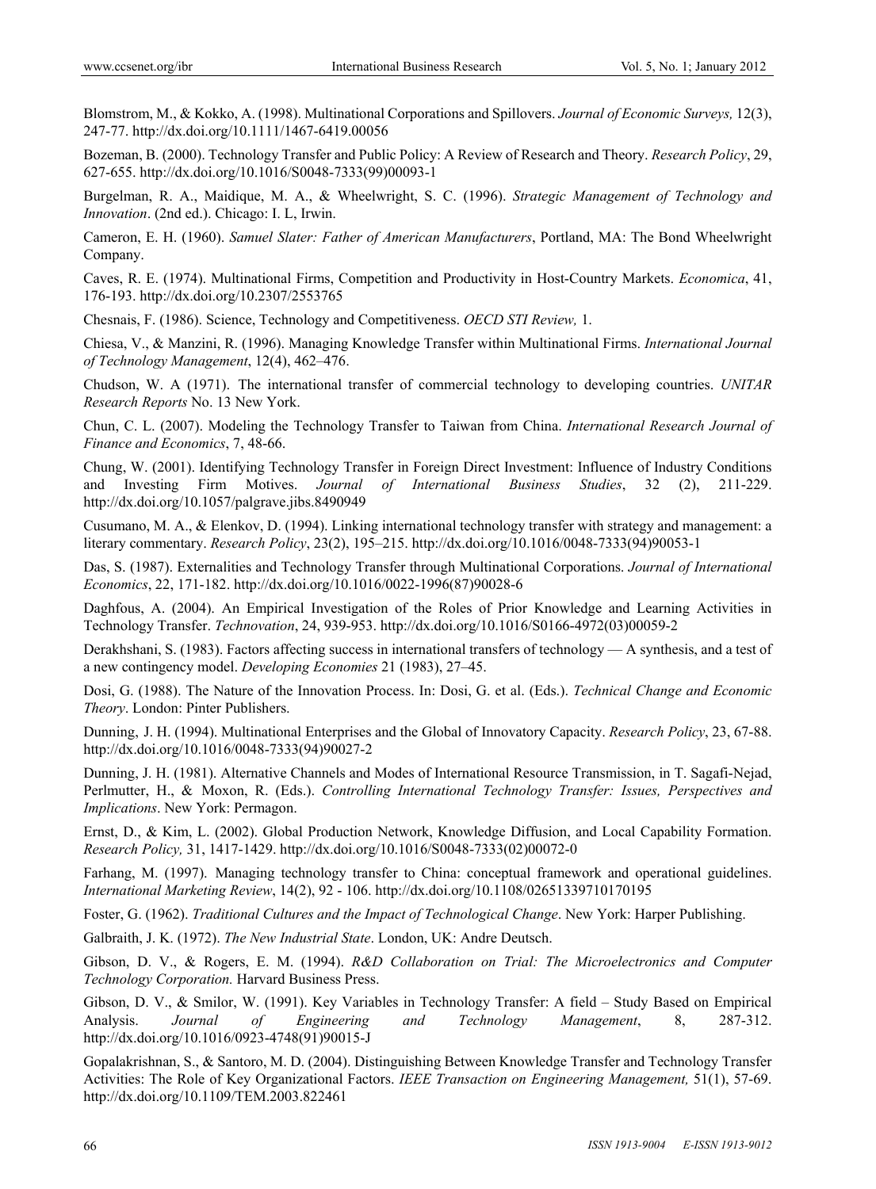Blomstrom, M., & Kokko, A. (1998). Multinational Corporations and Spillovers. *Journal of Economic Surveys,* 12(3), 247-77. http://dx.doi.org/10.1111/1467-6419.00056

Bozeman, B. (2000). Technology Transfer and Public Policy: A Review of Research and Theory. *Research Policy*, 29, 627-655. http://dx.doi.org/10.1016/S0048-7333(99)00093-1

Burgelman, R. A., Maidique, M. A., & Wheelwright, S. C. (1996). *Strategic Management of Technology and Innovation*. (2nd ed.). Chicago: I. L, Irwin.

Cameron, E. H. (1960). *Samuel Slater: Father of American Manufacturers*, Portland, MA: The Bond Wheelwright Company.

Caves, R. E. (1974). Multinational Firms, Competition and Productivity in Host-Country Markets. *Economica*, 41, 176-193. http://dx.doi.org/10.2307/2553765

Chesnais, F. (1986). Science, Technology and Competitiveness. *OECD STI Review,* 1.

Chiesa, V., & Manzini, R. (1996). Managing Knowledge Transfer within Multinational Firms. *International Journal of Technology Management*, 12(4), 462–476.

Chudson, W. A (1971). The international transfer of commercial technology to developing countries. *UNITAR Research Reports* No. 13 New York.

Chun, C. L. (2007). Modeling the Technology Transfer to Taiwan from China. *International Research Journal of Finance and Economics*, 7, 48-66.

Chung, W. (2001). Identifying Technology Transfer in Foreign Direct Investment: Influence of Industry Conditions and Investing Firm Motives. *Journal of International Business Studies*, 32 (2), 211-229. http://dx.doi.org/10.1057/palgrave.jibs.8490949

Cusumano, M. A., & Elenkov, D. (1994). Linking international technology transfer with strategy and management: a literary commentary. *Research Policy*, 23(2), 195–215. http://dx.doi.org/10.1016/0048-7333(94)90053-1

Das, S. (1987). Externalities and Technology Transfer through Multinational Corporations. *Journal of International Economics*, 22, 171-182. http://dx.doi.org/10.1016/0022-1996(87)90028-6

Daghfous, A. (2004). An Empirical Investigation of the Roles of Prior Knowledge and Learning Activities in Technology Transfer. *Technovation*, 24, 939-953. http://dx.doi.org/10.1016/S0166-4972(03)00059-2

Derakhshani, S. (1983). Factors affecting success in international transfers of technology — A synthesis, and a test of a new contingency model. *Developing Economies* 21 (1983), 27–45.

Dosi, G. (1988). The Nature of the Innovation Process. In: Dosi, G. et al. (Eds.). *Technical Change and Economic Theory*. London: Pinter Publishers.

Dunning, J. H. (1994). Multinational Enterprises and the Global of Innovatory Capacity. *Research Policy*, 23, 67-88. http://dx.doi.org/10.1016/0048-7333(94)90027-2

Dunning, J. H. (1981). Alternative Channels and Modes of International Resource Transmission, in T. Sagafi-Nejad, Perlmutter, H., & Moxon, R. (Eds.). *Controlling International Technology Transfer: Issues, Perspectives and Implications*. New York: Permagon.

Ernst, D., & Kim, L. (2002). Global Production Network, Knowledge Diffusion, and Local Capability Formation. *Research Policy,* 31, 1417-1429. http://dx.doi.org/10.1016/S0048-7333(02)00072-0

Farhang, M. (1997). Managing technology transfer to China: conceptual framework and operational guidelines. *International Marketing Review*, 14(2), 92 - 106. http://dx.doi.org/10.1108/02651339710170195

Foster, G. (1962). *Traditional Cultures and the Impact of Technological Change*. New York: Harper Publishing.

Galbraith, J. K. (1972). *The New Industrial State*. London, UK: Andre Deutsch.

Gibson, D. V., & Rogers, E. M. (1994). *R&D Collaboration on Trial: The Microelectronics and Computer Technology Corporation.* Harvard Business Press.

Gibson, D. V., & Smilor, W. (1991). Key Variables in Technology Transfer: A field – Study Based on Empirical Analysis. *Journal of Engineering and Technology Management*, 8, 287-312. http://dx.doi.org/10.1016/0923-4748(91)90015-J

Gopalakrishnan, S., & Santoro, M. D. (2004). Distinguishing Between Knowledge Transfer and Technology Transfer Activities: The Role of Key Organizational Factors. *IEEE Transaction on Engineering Management,* 51(1), 57-69. http://dx.doi.org/10.1109/TEM.2003.822461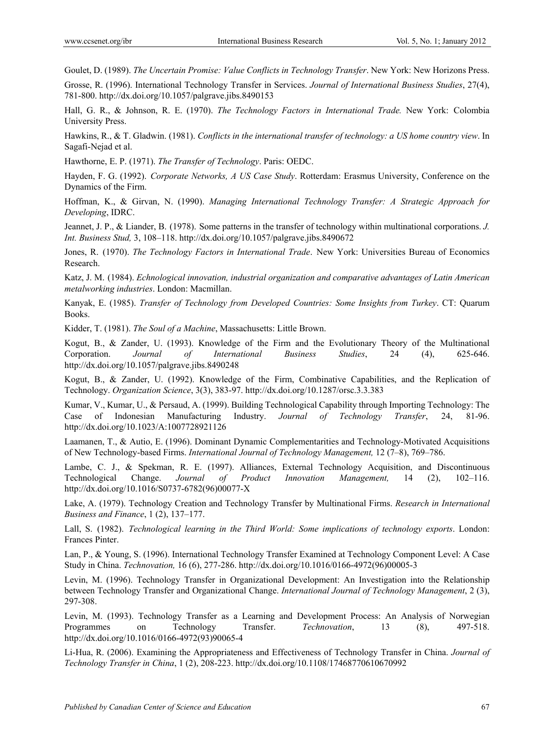Goulet, D. (1989). *The Uncertain Promise: Value Conflicts in Technology Transfer*. New York: New Horizons Press.

Grosse, R. (1996). International Technology Transfer in Services. *Journal of International Business Studies*, 27(4), 781-800. http://dx.doi.org/10.1057/palgrave.jibs.8490153

Hall, G. R., & Johnson, R. E. (1970). *The Technology Factors in International Trade.* New York: Colombia University Press.

Hawkins, R., & T. Gladwin. (1981). *Conflicts in the international transfer of technology: a US home country view*. In Sagafi-Nejad et al.

Hawthorne, E. P. (1971). *The Transfer of Technology*. Paris: OEDC.

Hayden, F. G. (1992). *Corporate Networks, A US Case Study*. Rotterdam: Erasmus University, Conference on the Dynamics of the Firm.

Hoffman, K., & Girvan, N. (1990). *Managing International Technology Transfer: A Strategic Approach for Developing*, IDRC.

Jeannet, J. P., & Liander, B. (1978). Some patterns in the transfer of technology within multinational corporations. *J. Int. Business Stud,* 3, 108–118. http://dx.doi.org/10.1057/palgrave.jibs.8490672

Jones, R. (1970). *The Technology Factors in International Trade*. New York: Universities Bureau of Economics Research.

Katz, J. M. (1984). *Echnological innovation, industrial organization and comparative advantages of Latin American metalworking industries*. London: Macmillan.

Kanyak, E. (1985). *Transfer of Technology from Developed Countries: Some Insights from Turkey*. CT: Quarum Books.

Kidder, T. (1981). *The Soul of a Machine*, Massachusetts: Little Brown.

Kogut, B., & Zander, U. (1993). Knowledge of the Firm and the Evolutionary Theory of the Multinational Corporation. *Journal of International Business Studies*, 24 (4), 625-646. http://dx.doi.org/10.1057/palgrave.jibs.8490248

Kogut, B., & Zander, U. (1992). Knowledge of the Firm, Combinative Capabilities, and the Replication of Technology. *Organization Science*, 3(3), 383-97. http://dx.doi.org/10.1287/orsc.3.3.383

Kumar, V., Kumar, U., & Persaud, A. (1999). Building Technological Capability through Importing Technology: The Case of Indonesian Manufacturing Industry. *Journal of Technology Transfer*, 24, 81-96. http://dx.doi.org/10.1023/A:1007728921126

Laamanen, T., & Autio, E. (1996). Dominant Dynamic Complementarities and Technology-Motivated Acquisitions of New Technology-based Firms. *International Journal of Technology Management,* 12 (7–8), 769–786.

Lambe, C. J., & Spekman, R. E. (1997). Alliances, External Technology Acquisition, and Discontinuous Technological Change. *Journal of Product Innovation Management,* 14 (2), 102–116. http://dx.doi.org/10.1016/S0737-6782(96)00077-X

Lake, A. (1979). Technology Creation and Technology Transfer by Multinational Firms. *Research in International Business and Finance*, 1 (2), 137–177.

Lall, S. (1982). *Technological learning in the Third World: Some implications of technology exports*. London: Frances Pinter.

Lan, P., & Young, S. (1996). International Technology Transfer Examined at Technology Component Level: A Case Study in China. *Technovation,* 16 (6), 277-286. http://dx.doi.org/10.1016/0166-4972(96)00005-3

Levin, M. (1996). Technology Transfer in Organizational Development: An Investigation into the Relationship between Technology Transfer and Organizational Change. *International Journal of Technology Management*, 2 (3), 297-308.

Levin, M. (1993). Technology Transfer as a Learning and Development Process: An Analysis of Norwegian Programmes on Technology Transfer. *Technovation*, 13 (8), 497-518. http://dx.doi.org/10.1016/0166-4972(93)90065-4

Li-Hua, R. (2006). Examining the Appropriateness and Effectiveness of Technology Transfer in China. *Journal of Technology Transfer in China*, 1 (2), 208-223. http://dx.doi.org/10.1108/17468770610670992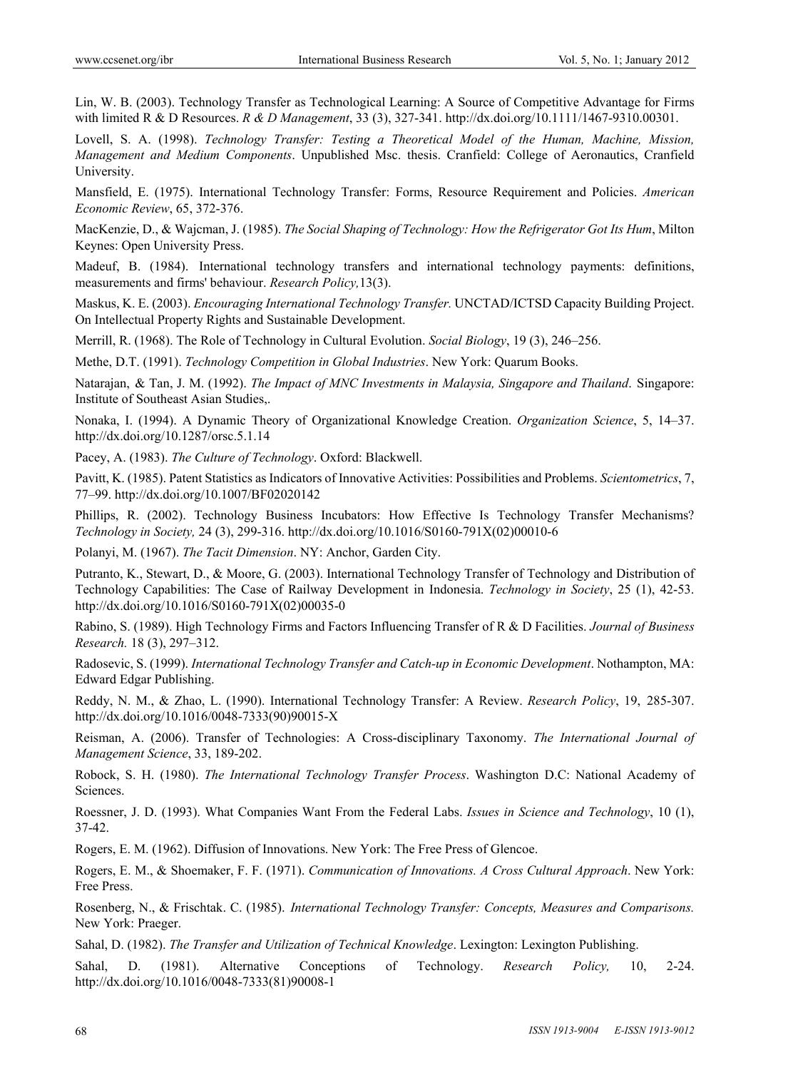Lin, W. B. (2003). Technology Transfer as Technological Learning: A Source of Competitive Advantage for Firms with limited R & D Resources. *R & D Management*, 33 (3), 327-341. http://dx.doi.org/10.1111/1467-9310.00301.

Lovell, S. A. (1998). *Technology Transfer: Testing a Theoretical Model of the Human, Machine, Mission, Management and Medium Components*. Unpublished Msc. thesis. Cranfield: College of Aeronautics, Cranfield University.

Mansfield, E. (1975). International Technology Transfer: Forms, Resource Requirement and Policies. *American Economic Review*, 65, 372-376.

MacKenzie, D., & Wajcman, J. (1985). *The Social Shaping of Technology: How the Refrigerator Got Its Hum*, Milton Keynes: Open University Press.

Madeuf, B. (1984). International technology transfers and international technology payments: definitions, measurements and firms' behaviour. *Research Policy,*13(3).

Maskus, K. E. (2003). *Encouraging International Technology Transfer.* UNCTAD/ICTSD Capacity Building Project. On Intellectual Property Rights and Sustainable Development.

Merrill, R. (1968). The Role of Technology in Cultural Evolution. *Social Biology*, 19 (3), 246–256.

Methe, D.T. (1991). *Technology Competition in Global Industries*. New York: Quarum Books.

Natarajan, & Tan, J. M. (1992). *The Impact of MNC Investments in Malaysia, Singapore and Thailand*. Singapore: Institute of Southeast Asian Studies,.

Nonaka, I. (1994). A Dynamic Theory of Organizational Knowledge Creation. *Organization Science*, 5, 14–37. http://dx.doi.org/10.1287/orsc.5.1.14

Pacey, A. (1983). *The Culture of Technology*. Oxford: Blackwell.

Pavitt, K. (1985). Patent Statistics as Indicators of Innovative Activities: Possibilities and Problems. *Scientometrics*, 7, 77–99. http://dx.doi.org/10.1007/BF02020142

Phillips, R. (2002). Technology Business Incubators: How Effective Is Technology Transfer Mechanisms? *Technology in Society,* 24 (3), 299-316. http://dx.doi.org/10.1016/S0160-791X(02)00010-6

Polanyi, M. (1967). *The Tacit Dimension*. NY: Anchor, Garden City.

Putranto, K., Stewart, D., & Moore, G. (2003). International Technology Transfer of Technology and Distribution of Technology Capabilities: The Case of Railway Development in Indonesia. *Technology in Society*, 25 (1), 42-53. http://dx.doi.org/10.1016/S0160-791X(02)00035-0

Rabino, S. (1989). High Technology Firms and Factors Influencing Transfer of R & D Facilities. *Journal of Business Research.* 18 (3), 297–312.

Radosevic, S. (1999). *International Technology Transfer and Catch-up in Economic Development*. Nothampton, MA: Edward Edgar Publishing.

Reddy, N. M., & Zhao, L. (1990). International Technology Transfer: A Review. *Research Policy*, 19, 285-307. http://dx.doi.org/10.1016/0048-7333(90)90015-X

Reisman, A. (2006). Transfer of Technologies: A Cross-disciplinary Taxonomy. *The International Journal of Management Science*, 33, 189-202.

Robock, S. H. (1980). *The International Technology Transfer Process*. Washington D.C: National Academy of Sciences.

Roessner, J. D. (1993). What Companies Want From the Federal Labs. *Issues in Science and Technology*, 10 (1), 37-42.

Rogers, E. M. (1962). Diffusion of Innovations. New York: The Free Press of Glencoe.

Rogers, E. M., & Shoemaker, F. F. (1971). *Communication of Innovations. A Cross Cultural Approach*. New York: Free Press.

Rosenberg, N., & Frischtak. C. (1985). *International Technology Transfer: Concepts, Measures and Comparisons.* New York: Praeger.

Sahal, D. (1982). *The Transfer and Utilization of Technical Knowledge*. Lexington: Lexington Publishing.

Sahal, D. (1981). Alternative Conceptions of Technology. *Research Policy,* 10, 2-24. http://dx.doi.org/10.1016/0048-7333(81)90008-1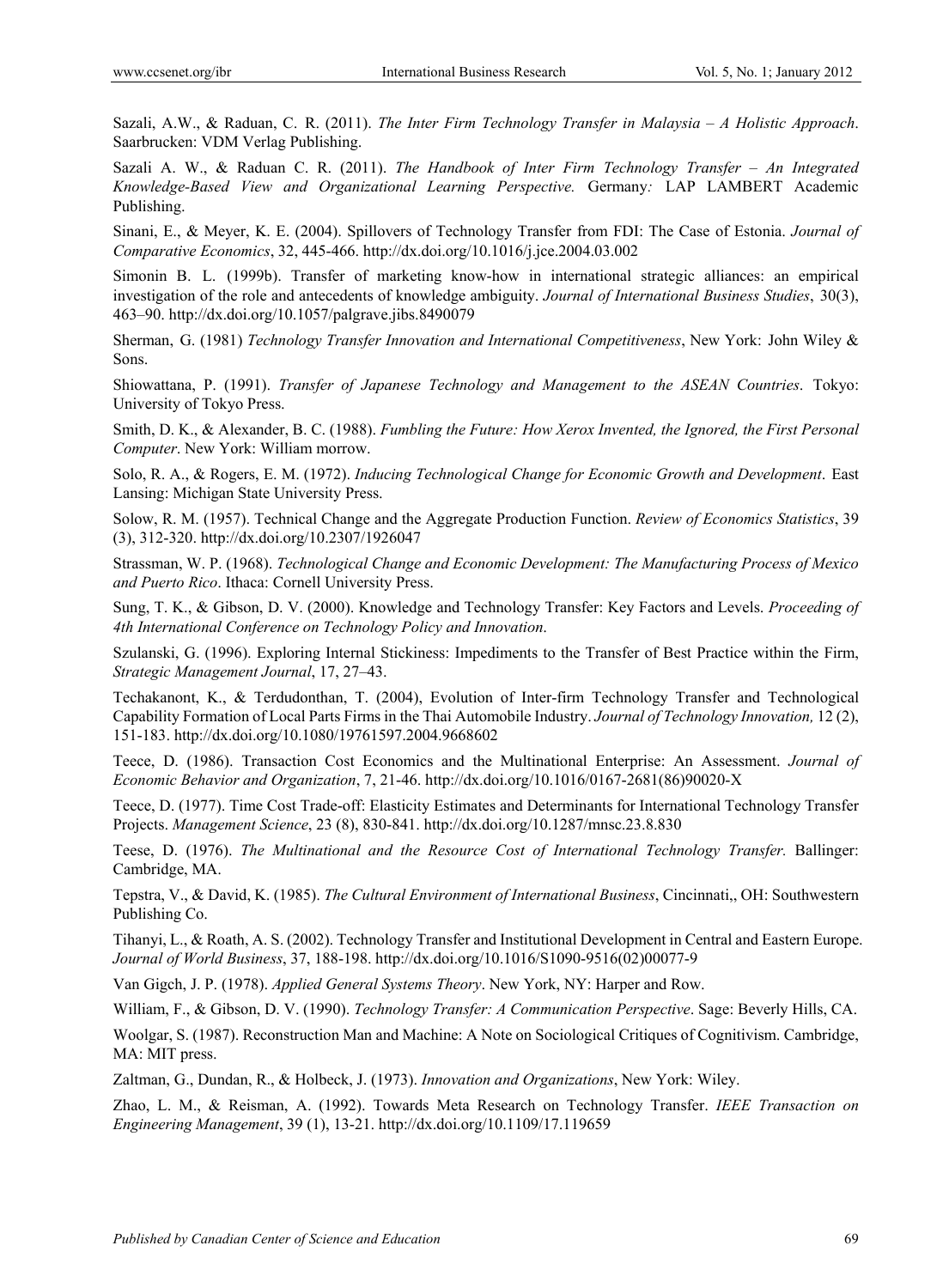Sazali, A.W., & Raduan, C. R. (2011). *The Inter Firm Technology Transfer in Malaysia – A Holistic Approach*. Saarbrucken: VDM Verlag Publishing.

Sazali A. W., & Raduan C. R. (2011). *The Handbook of Inter Firm Technology Transfer – An Integrated Knowledge-Based View and Organizational Learning Perspective.* Germany*:* LAP LAMBERT Academic Publishing.

Sinani, E., & Meyer, K. E. (2004). Spillovers of Technology Transfer from FDI: The Case of Estonia. *Journal of Comparative Economics*, 32, 445-466. http://dx.doi.org/10.1016/j.jce.2004.03.002

Simonin B. L. (1999b). Transfer of marketing know-how in international strategic alliances: an empirical investigation of the role and antecedents of knowledge ambiguity. *Journal of International Business Studies*, 30(3), 463–90. http://dx.doi.org/10.1057/palgrave.jibs.8490079

Sherman, G. (1981) *Technology Transfer Innovation and International Competitiveness*, New York: John Wiley & Sons.

Shiowattana, P. (1991). *Transfer of Japanese Technology and Management to the ASEAN Countries*. Tokyo: University of Tokyo Press.

Smith, D. K., & Alexander, B. C. (1988). *Fumbling the Future: How Xerox Invented, the Ignored, the First Personal Computer*. New York: William morrow.

Solo, R. A., & Rogers, E. M. (1972). *Inducing Technological Change for Economic Growth and Development*. East Lansing: Michigan State University Press.

Solow, R. M. (1957). Technical Change and the Aggregate Production Function. *Review of Economics Statistics*, 39 (3), 312-320. http://dx.doi.org/10.2307/1926047

Strassman, W. P. (1968). *Technological Change and Economic Development: The Manufacturing Process of Mexico and Puerto Rico*. Ithaca: Cornell University Press.

Sung, T. K., & Gibson, D. V. (2000). Knowledge and Technology Transfer: Key Factors and Levels. *Proceeding of 4th International Conference on Technology Policy and Innovation*.

Szulanski, G. (1996). Exploring Internal Stickiness: Impediments to the Transfer of Best Practice within the Firm, *Strategic Management Journal*, 17, 27–43.

Techakanont, K., & Terdudonthan, T. (2004), Evolution of Inter-firm Technology Transfer and Technological Capability Formation of Local Parts Firms in the Thai Automobile Industry. *Journal of Technology Innovation,* 12 (2), 151-183. http://dx.doi.org/10.1080/19761597.2004.9668602

Teece, D. (1986). Transaction Cost Economics and the Multinational Enterprise: An Assessment. *Journal of Economic Behavior and Organization*, 7, 21-46. http://dx.doi.org/10.1016/0167-2681(86)90020-X

Teece, D. (1977). Time Cost Trade-off: Elasticity Estimates and Determinants for International Technology Transfer Projects. *Management Science*, 23 (8), 830-841. http://dx.doi.org/10.1287/mnsc.23.8.830

Teese, D. (1976). *The Multinational and the Resource Cost of International Technology Transfer.* Ballinger: Cambridge, MA.

Tepstra, V., & David, K. (1985). *The Cultural Environment of International Business*, Cincinnati,, OH: Southwestern Publishing Co.

Tihanyi, L., & Roath, A. S. (2002). Technology Transfer and Institutional Development in Central and Eastern Europe. *Journal of World Business*, 37, 188-198. http://dx.doi.org/10.1016/S1090-9516(02)00077-9

Van Gigch, J. P. (1978). *Applied General Systems Theory*. New York, NY: Harper and Row.

William, F., & Gibson, D. V. (1990). *Technology Transfer: A Communication Perspective*. Sage: Beverly Hills, CA.

Woolgar, S. (1987). Reconstruction Man and Machine: A Note on Sociological Critiques of Cognitivism. Cambridge, MA: MIT press.

Zaltman, G., Dundan, R., & Holbeck, J. (1973). *Innovation and Organizations*, New York: Wiley.

Zhao, L. M., & Reisman, A. (1992). Towards Meta Research on Technology Transfer. *IEEE Transaction on Engineering Management*, 39 (1), 13-21. http://dx.doi.org/10.1109/17.119659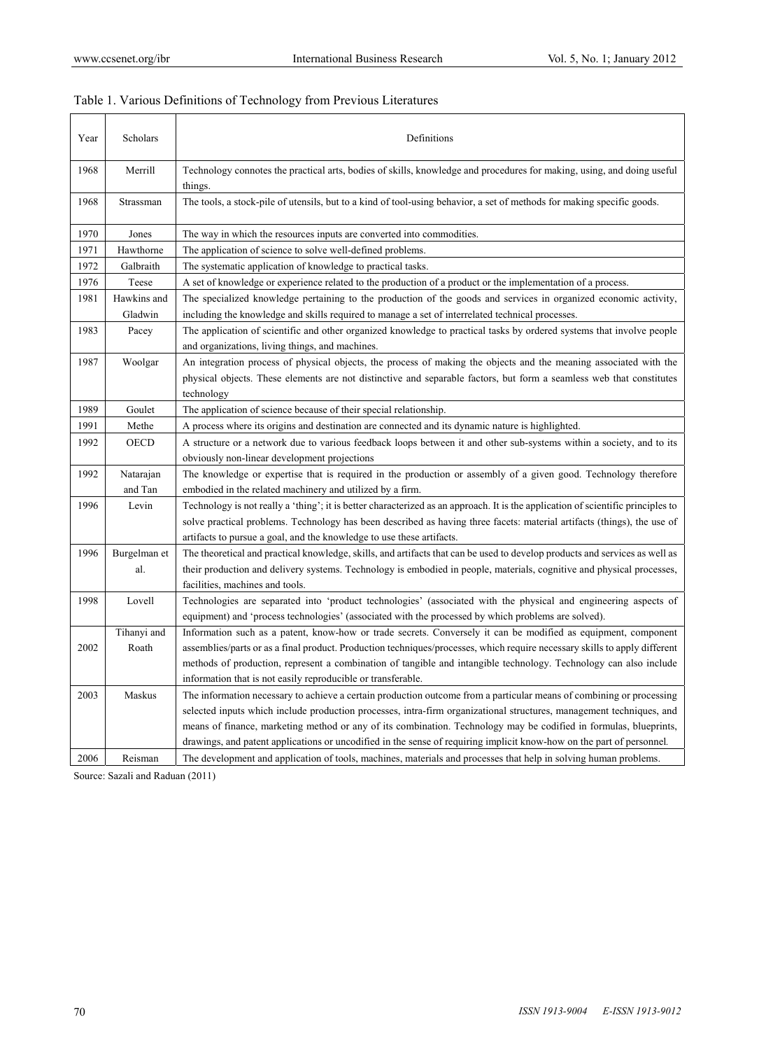Table 1. Various Definitions of Technology from Previous Literatures

| Year | Scholars | Definitions |
|---|---|---|
| 1968 | Merrill | Technology connotes the practical arts, bodies of skills, knowledge and procedures for making, using, and doing useful things. |
| 1968 | Strassman | The tools, a stock-pile of utensils, but to a kind of tool-using behavior, a set of methods for making specific goods. |
| 1970 | Jones | The way in which the resources inputs are converted into commodities. |
| 1971 | Hawthorne | The application of science to solve well-defined problems. |
| 1972 | Galbraith | The systematic application of knowledge to practical tasks. |
| 1976 | Teese | A set of knowledge or experience related to the production of a product or the implementation of a process. |
| 1981 | Hawkins and Gladwin | The specialized knowledge pertaining to the production of the goods and services in organized economic activity, including the knowledge and skills required to manage a set of interrelated technical processes. |
| 1983 | Pacey | The application of scientific and other organized knowledge to practical tasks by ordered systems that involve people and organizations, living things, and machines. |
| 1987 | Woolgar | An integration process of physical objects, the process of making the objects and the meaning associated with the physical objects. These elements are not distinctive and separable factors, but form a seamless web that constitutes technology |
| 1989 | Goulet | The application of science because of their special relationship. |
| 1991 | Methe | A process where its origins and destination are connected and its dynamic nature is highlighted. |
| 1992 | OECD | A structure or a network due to various feedback loops between it and other sub-systems within a society, and to its obviously non-linear development projections |
| 1992 | Natarajan and Tan | The knowledge or expertise that is required in the production or assembly of a given good. Technology therefore embodied in the related machinery and utilized by a firm. |
| 1996 | Levin | Technology is not really a 'thing'; it is better characterized as an approach. It is the application of scientific principles to solve practical problems. Technology has been described as having three facets: material artifacts (things), the use of artifacts to pursue a goal, and the knowledge to use these artifacts. |
| 1996 | Burgelman et al. | The theoretical and practical knowledge, skills, and artifacts that can be used to develop products and services as well as their production and delivery systems. Technology is embodied in people, materials, cognitive and physical processes, facilities, machines and tools. |
| 1998 | Lovell | Technologies are separated into 'product technologies' (associated with the physical and engineering aspects of equipment) and 'process technologies' (associated with the processed by which problems are solved). |
| 2002 | Tihanyi and Roath | Information such as a patent, know-how or trade secrets. Conversely it can be modified as equipment, component assemblies/parts or as a final product. Production techniques/processes, which require necessary skills to apply different methods of production, represent a combination of tangible and intangible technology. Technology can also include information that is not easily reproducible or transferable. |
| 2003 | Maskus | The information necessary to achieve a certain production outcome from a particular means of combining or processing selected inputs which include production processes, intra-firm organizational structures, management techniques, and means of finance, marketing method or any of its combination. Technology may be codified in formulas, blueprints, drawings, and patent applications or uncodified in the sense of requiring implicit know-how on the part of personnel. |
| 2006 | Reisman | The development and application of tools, machines, materials and processes that help in solving human problems. |

Source: Sazali and Raduan (2011)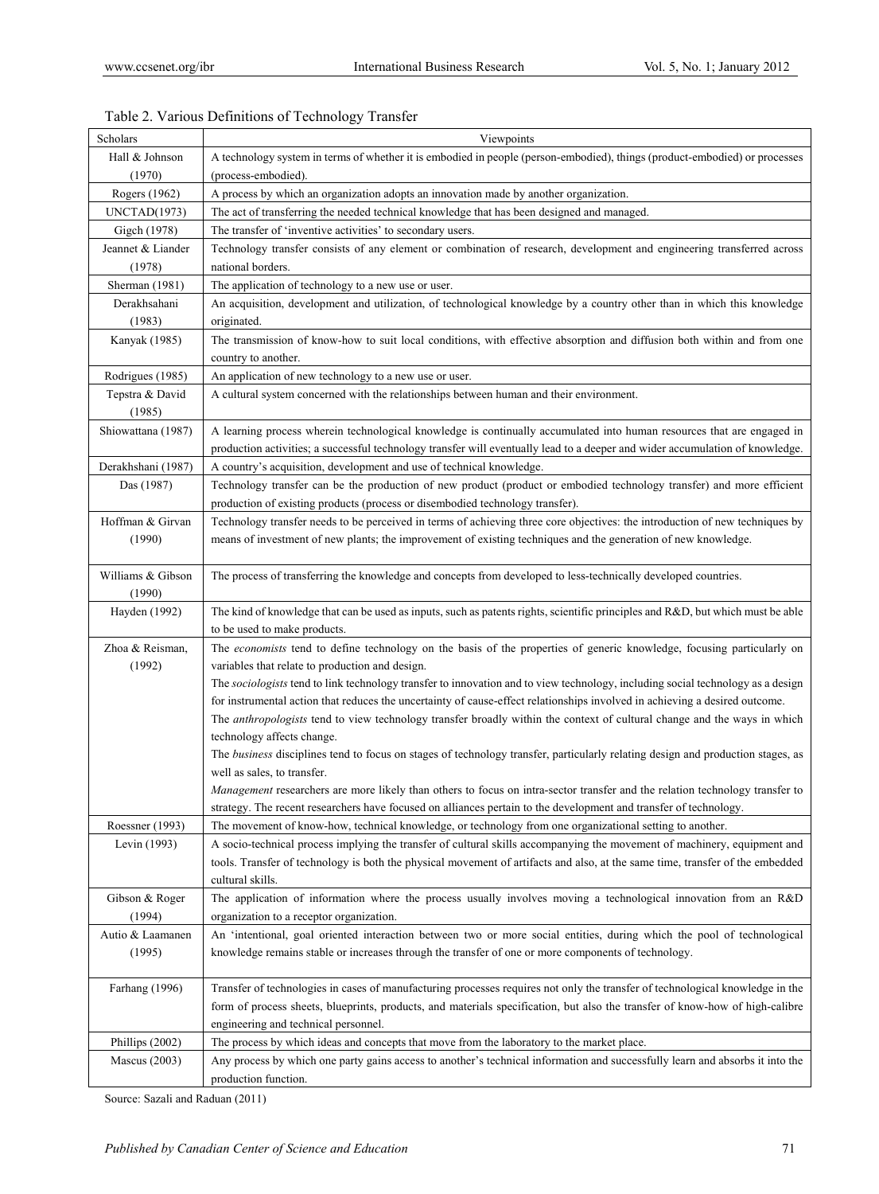Table 2. Various Definitions of Technology Transfer

| Scholars | Viewpoints |
|---|---|
| Hall & Johnson (1970) | A technology system in terms of whether it is embodied in people (person-embodied), things (product-embodied) or processes (process-embodied). |
| Rogers (1962) | A process by which an organization adopts an innovation made by another organization. |
| UNCTAD(1973) | The act of transferring the needed technical knowledge that has been designed and managed. |
| Gigch (1978) | The transfer of 'inventive activities' to secondary users. |
| Jeannet & Liander (1978) | Technology transfer consists of any element or combination of research, development and engineering transferred across national borders. |
| Sherman (1981) | The application of technology to a new use or user. |
| Derakhsahani (1983) | An acquisition, development and utilization, of technological knowledge by a country other than in which this knowledge originated. |
| Kanyak (1985) | The transmission of know-how to suit local conditions, with effective absorption and diffusion both within and from one country to another. |
| Rodrigues (1985) | An application of new technology to a new use or user. |
| Tepstra & David (1985) | A cultural system concerned with the relationships between human and their environment. |
| Shiowattana (1987) | A learning process wherein technological knowledge is continually accumulated into human resources that are engaged in production activities; a successful technology transfer will eventually lead to a deeper and wider accumulation of knowledge. |
| Derakhshani (1987) | A country's acquisition, development and use of technical knowledge. |
| Das (1987) | Technology transfer can be the production of new product (product or embodied technology transfer) and more efficient production of existing products (process or disembodied technology transfer). |
| Hoffman & Girvan (1990) | Technology transfer needs to be perceived in terms of achieving three core objectives: the introduction of new techniques by means of investment of new plants; the improvement of existing techniques and the generation of new knowledge. |
| Williams & Gibson (1990) | The process of transferring the knowledge and concepts from developed to less-technically developed countries. |
| Hayden (1992) | The kind of knowledge that can be used as inputs, such as patents rights, scientific principles and R&D, but which must be able to be used to make products. |
| Zhoa & Reisman, (1992) | The *economists* tend to define technology on the basis of the properties of generic knowledge, focusing particularly on variables that relate to production and design.<br>The *sociologists* tend to link technology transfer to innovation and to view technology, including social technology as a design for instrumental action that reduces the uncertainty of cause-effect relationships involved in achieving a desired outcome.<br>The *anthropologists* tend to view technology transfer broadly within the context of cultural change and the ways in which technology affects change.<br>The *business* disciplines tend to focus on stages of technology transfer, particularly relating design and production stages, as well as sales, to transfer.<br>*Management* researchers are more likely than others to focus on intra-sector transfer and the relation technology transfer to strategy. The recent researchers have focused on alliances pertain to the development and transfer of technology. |
| Roessner (1993) | The movement of know-how, technical knowledge, or technology from one organizational setting to another. |
| Levin (1993) | A socio-technical process implying the transfer of cultural skills accompanying the movement of machinery, equipment and tools. Transfer of technology is both the physical movement of artifacts and also, at the same time, transfer of the embedded cultural skills. |
| Gibson & Roger (1994) | The application of information where the process usually involves moving a technological innovation from an R&D organization to a receptor organization. |
| Autio & Laamanen (1995) | An 'intentional, goal oriented interaction between two or more social entities, during which the pool of technological knowledge remains stable or increases through the transfer of one or more components of technology. |
| Farhang (1996) | Transfer of technologies in cases of manufacturing processes requires not only the transfer of technological knowledge in the form of process sheets, blueprints, products, and materials specification, but also the transfer of know-how of high-calibre engineering and technical personnel. |
| Phillips (2002) | The process by which ideas and concepts that move from the laboratory to the market place. |
| Mascus (2003) | Any process by which one party gains access to another's technical information and successfully learn and absorbs it into the production function. |

Source: Sazali and Raduan (2011)